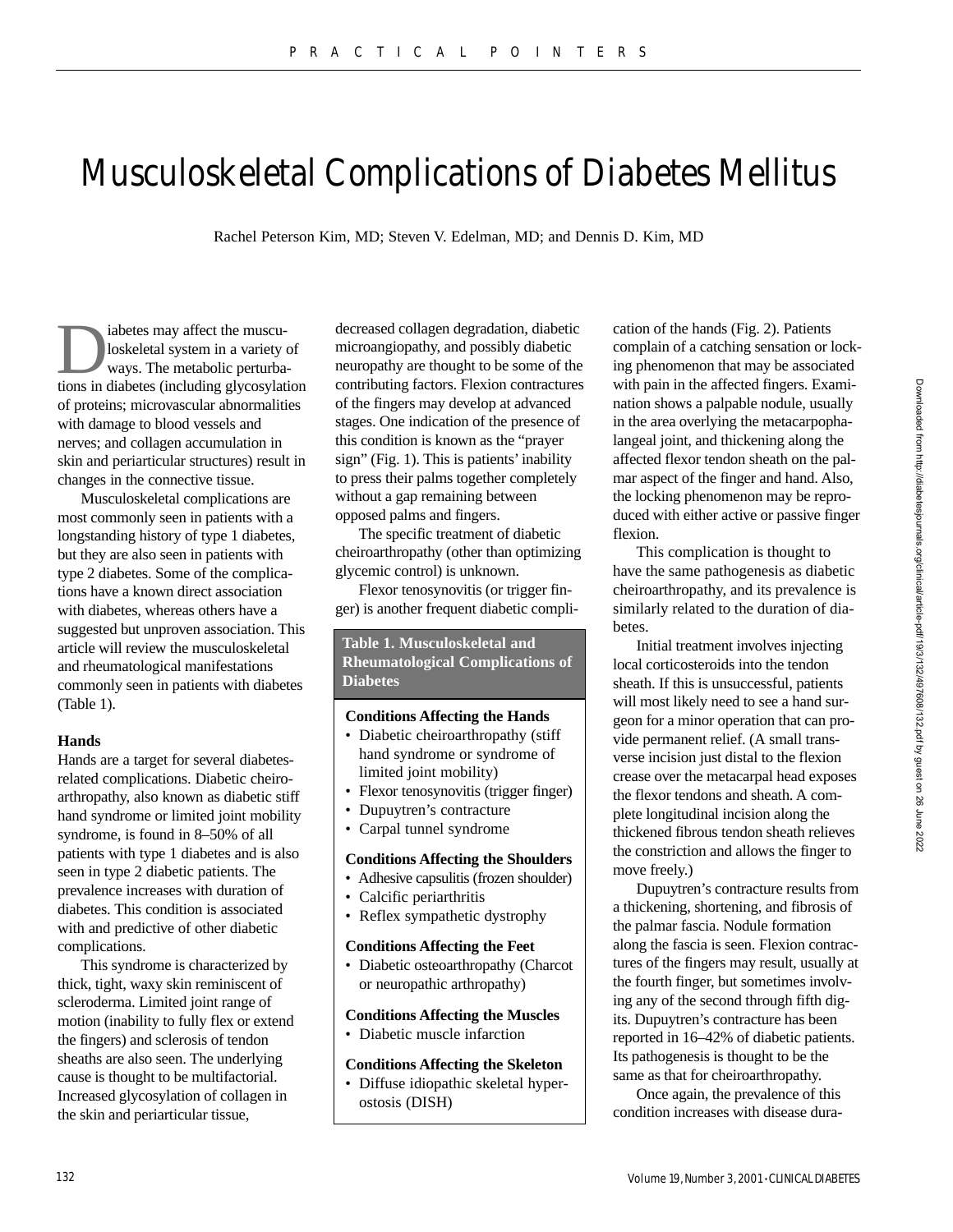# Musculoskeletal Complications of Diabetes Mellitus

Rachel Peterson Kim, MD; Steven V. Edelman, MD; and Dennis D. Kim, MD

Diabetes may affect the musculoskeletal system in a variety of ways. The metabolic perturbations in diabetes (including glycosylation of proteins; microvascular abnormalities with damage to blood vessels and nerves; and collagen accumulation in skin and periarticular structures) result in changes in the connective tissue.

Musculoskeletal complications are most commonly seen in patients with a longstanding history of type 1 diabetes, but they are also seen in patients with type 2 diabetes. Some of the complications have a known direct association with diabetes, whereas others have a suggested but unproven association. This article will review the musculoskeletal and rheumatological manifestations commonly seen in patients with diabetes (Table 1).

### Hands

Hands are a target for several diabetes-related complications. Diabetic cheiroarthropathy, also known as diabetic stiff hand syndrome or limited joint mobility syndrome, is found in 8–50% of all patients with type 1 diabetes and is also seen in type 2 diabetic patients. The prevalence increases with duration of diabetes. This condition is associated with and predictive of other diabetic complications.

This syndrome is characterized by thick, tight, waxy skin reminiscent of scleroderma. Limited joint range of motion (inability to fully flex or extend the fingers) and sclerosis of tendon sheaths are also seen. The underlying cause is thought to be multifactorial. Increased glycosylation of collagen in the skin and periarticular tissue, decreased collagen degradation, diabetic microangiopathy, and possibly diabetic neuropathy are thought to be some of the contributing factors. Flexion contractures of the fingers may develop at advanced stages. One indication of the presence of this condition is known as the "prayer sign" (Fig. 1). This is patients' inability to press their palms together completely without a gap remaining between opposed palms and fingers.

The specific treatment of diabetic cheiroarthropathy (other than optimizing glycemic control) is unknown.

Flexor tenosynovitis (or trigger finger) is another frequent diabetic complication of the hands (Fig. 2). Patients complain of a catching sensation or locking phenomenon that may be associated with pain in the affected fingers. Examination shows a palpable nodule, usually in the area overlying the metacarpophalangeal joint, and thickening along the affected flexor tendon sheath on the palmar aspect of the finger and hand. Also, the locking phenomenon may be reproduced with either active or passive finger flexion.

**Table 1. Musculoskeletal and Rheumatological Complications of Diabetes**

**Conditions Affecting the Hands**
- Diabetic cheiroarthropathy (stiff hand syndrome or syndrome of limited joint mobility)
- Flexor tenosynovitis (trigger finger)
- Dupuytren's contracture
- Carpal tunnel syndrome

**Conditions Affecting the Shoulders**
- Adhesive capsulitis (frozen shoulder)
- Calcific periarthritis
- Reflex sympathetic dystrophy

**Conditions Affecting the Feet**
- Diabetic osteoarthropathy (Charcot or neuropathic arthropathy)

**Conditions Affecting the Muscles**
- Diabetic muscle infarction

**Conditions Affecting the Skeleton**
- Diffuse idiopathic skeletal hyperostosis (DISH)

This complication is thought to have the same pathogenesis as diabetic cheiroarthropathy, and its prevalence is similarly related to the duration of diabetes.

Initial treatment involves injecting local corticosteroids into the tendon sheath. If this is unsuccessful, patients will most likely need to see a hand surgeon for a minor operation that can provide permanent relief. (A small transverse incision just distal to the flexion crease over the metacarpal head exposes the flexor tendons and sheath. A complete longitudinal incision along the thickened fibrous tendon sheath relieves the constriction and allows the finger to move freely.)

Dupuytren's contracture results from a thickening, shortening, and fibrosis of the palmar fascia. Nodule formation along the fascia is seen. Flexion contractures of the fingers may result, usually at the fourth finger, but sometimes involving any of the second through fifth digits. Dupuytren's contracture has been reported in 16–42% of diabetic patients. Its pathogenesis is thought to be the same as that for cheiroarthropathy.

Once again, the prevalence of this condition increases with disease dura-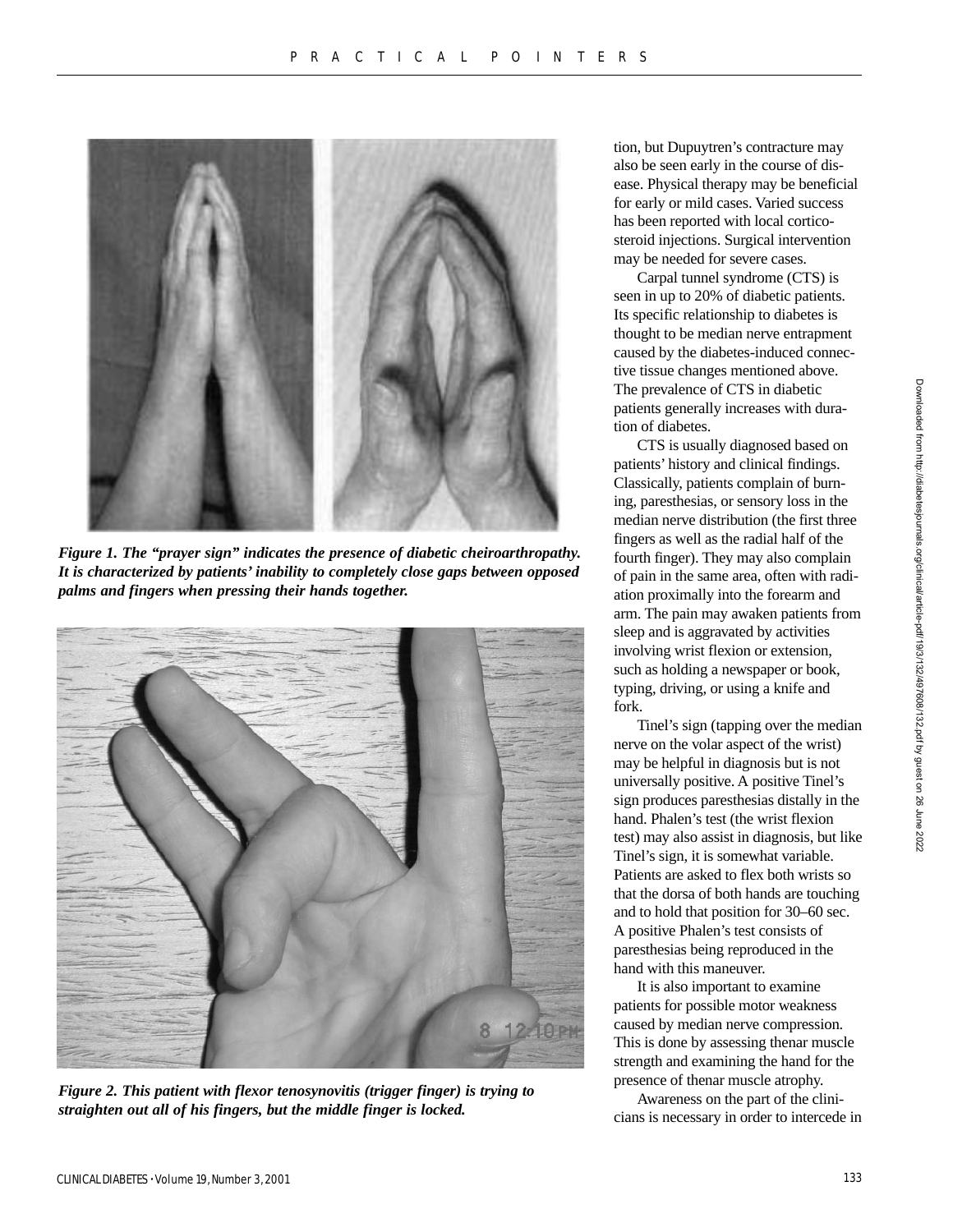*Figure 1. The "prayer sign" indicates the presence of diabetic cheiroarthropathy. It is characterized by patients' inability to completely close gaps between opposed palms and fingers when pressing their hands together.*

*Figure 2. This patient with flexor tenosynovitis (trigger finger) is trying to straighten out all of his fingers, but the middle finger is locked.*

tion, but Dupuytren's contracture may also be seen early in the course of disease. Physical therapy may be beneficial for early or mild cases. Varied success has been reported with local corticosteroid injections. Surgical intervention may be needed for severe cases.

Carpal tunnel syndrome (CTS) is seen in up to 20% of diabetic patients. Its specific relationship to diabetes is thought to be median nerve entrapment caused by the diabetes-induced connective tissue changes mentioned above. The prevalence of CTS in diabetic patients generally increases with duration of diabetes.

CTS is usually diagnosed based on patients' history and clinical findings. Classically, patients complain of burning, paresthesias, or sensory loss in the median nerve distribution (the first three fingers as well as the radial half of the fourth finger). They may also complain of pain in the same area, often with radiation proximally into the forearm and arm. The pain may awaken patients from sleep and is aggravated by activities involving wrist flexion or extension, such as holding a newspaper or book, typing, driving, or using a knife and fork.

Tinel's sign (tapping over the median nerve on the volar aspect of the wrist) may be helpful in diagnosis but is not universally positive. A positive Tinel's sign produces paresthesias distally in the hand. Phalen's test (the wrist flexion test) may also assist in diagnosis, but like Tinel's sign, it is somewhat variable. Patients are asked to flex both wrists so that the dorsa of both hands are touching and to hold that position for 30–60 sec. A positive Phalen's test consists of paresthesias being reproduced in the hand with this maneuver.

It is also important to examine patients for possible motor weakness caused by median nerve compression. This is done by assessing thenar muscle strength and examining the hand for the presence of thenar muscle atrophy.

Awareness on the part of the clinicians is necessary in order to intercede in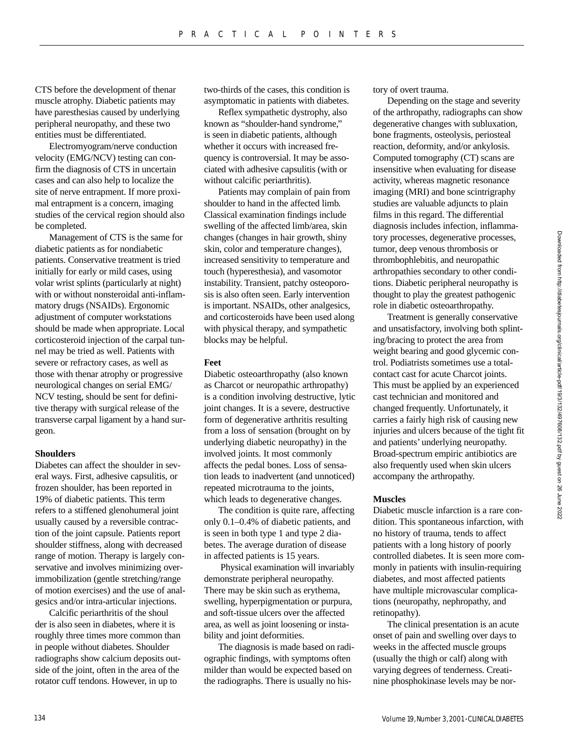CTS before the development of thenar muscle atrophy. Diabetic patients may have paresthesias caused by underlying peripheral neuropathy, and these two entities must be differentiated.

Electromyogram/nerve conduction velocity (EMG/NCV) testing can confirm the diagnosis of CTS in uncertain cases and can also help to localize the site of nerve entrapment. If more proximal entrapment is a concern, imaging studies of the cervical region should also be completed.

Management of CTS is the same for diabetic patients as for nondiabetic patients. Conservative treatment is tried initially for early or mild cases, using volar wrist splints (particularly at night) with or without nonsteroidal anti-inflammatory drugs (NSAIDs). Ergonomic adjustment of computer workstations should be made when appropriate. Local corticosteroid injection of the carpal tunnel may be tried as well. Patients with severe or refractory cases, as well as those with thenar atrophy or progressive neurological changes on serial EMG/NCV testing, should be sent for definitive therapy with surgical release of the transverse carpal ligament by a hand surgeon.

**Shoulders**

Diabetes can affect the shoulder in several ways. First, adhesive capsulitis, or frozen shoulder, has been reported in 19% of diabetic patients. This term refers to a stiffened glenohumeral joint usually caused by a reversible contraction of the joint capsule. Patients report shoulder stiffness, along with decreased range of motion. Therapy is largely conservative and involves minimizing overimmobilization (gentle stretching/range of motion exercises) and the use of analgesics and/or intra-articular injections.

Calcific periarthritis of the shoulder is also seen in diabetes, where it is roughly three times more common than in people without diabetes. Shoulder radiographs show calcium deposits outside of the joint, often in the area of the rotator cuff tendons. However, in up to two-thirds of the cases, this condition is asymptomatic in patients with diabetes.

Reflex sympathetic dystrophy, also known as "shoulder-hand syndrome," is seen in diabetic patients, although whether it occurs with increased frequency is controversial. It may be associated with adhesive capsulitis (with or without calcific periarthritis).

Patients may complain of pain from shoulder to hand in the affected limb. Classical examination findings include swelling of the affected limb/area, skin changes (changes in hair growth, shiny skin, color and temperature changes), increased sensitivity to temperature and touch (hyperesthesia), and vasomotor instability. Transient, patchy osteoporosis is also often seen. Early intervention is important. NSAIDs, other analgesics, and corticosteroids have been used along with physical therapy, and sympathetic blocks may be helpful.

**Feet**

Diabetic osteoarthropathy (also known as Charcot or neuropathic arthropathy) is a condition involving destructive, lytic joint changes. It is a severe, destructive form of degenerative arthritis resulting from a loss of sensation (brought on by underlying diabetic neuropathy) in the involved joints. It most commonly affects the pedal bones. Loss of sensation leads to inadvertent (and unnoticed) repeated microtrauma to the joints, which leads to degenerative changes.

The condition is quite rare, affecting only 0.1–0.4% of diabetic patients, and is seen in both type 1 and type 2 diabetes. The average duration of disease in affected patients is 15 years.

Physical examination will invariably demonstrate peripheral neuropathy. There may be skin such as erythema, swelling, hyperpigmentation or purpura, and soft-tissue ulcers over the affected area, as well as joint loosening or instability and joint deformities.

The diagnosis is made based on radiographic findings, with symptoms often milder than would be expected based on the radiographs. There is usually no history of overt trauma.

Depending on the stage and severity of the arthropathy, radiographs can show degenerative changes with subluxation, bone fragments, osteolysis, periosteal reaction, deformity, and/or ankylosis. Computed tomography (CT) scans are insensitive when evaluating for disease activity, whereas magnetic resonance imaging (MRI) and bone scintrigraphy studies are valuable adjuncts to plain films in this regard. The differential diagnosis includes infection, inflammatory processes, degenerative processes, tumor, deep venous thrombosis or thrombophlebitis, and neuropathic arthropathies secondary to other conditions. Diabetic peripheral neuropathy is thought to play the greatest pathogenic role in diabetic osteoarthropathy.

Treatment is generally conservative and unsatisfactory, involving both splinting/bracing to protect the area from weight bearing and good glycemic control. Podiatrists sometimes use a total-contact cast for acute Charcot joints. This must be applied by an experienced cast technician and monitored and changed frequently. Unfortunately, it carries a fairly high risk of causing new injuries and ulcers because of the tight fit and patients' underlying neuropathy. Broad-spectrum empiric antibiotics are also frequently used when skin ulcers accompany the arthropathy.

**Muscles**

Diabetic muscle infarction is a rare condition. This spontaneous infarction, with no history of trauma, tends to affect patients with a long history of poorly controlled diabetes. It is seen more commonly in patients with insulin-requiring diabetes, and most affected patients have multiple microvascular complications (neuropathy, nephropathy, and retinopathy).

The clinical presentation is an acute onset of pain and swelling over days to weeks in the affected muscle groups (usually the thigh or calf) along with varying degrees of tenderness. Creatinine phosphokinase levels may be nor-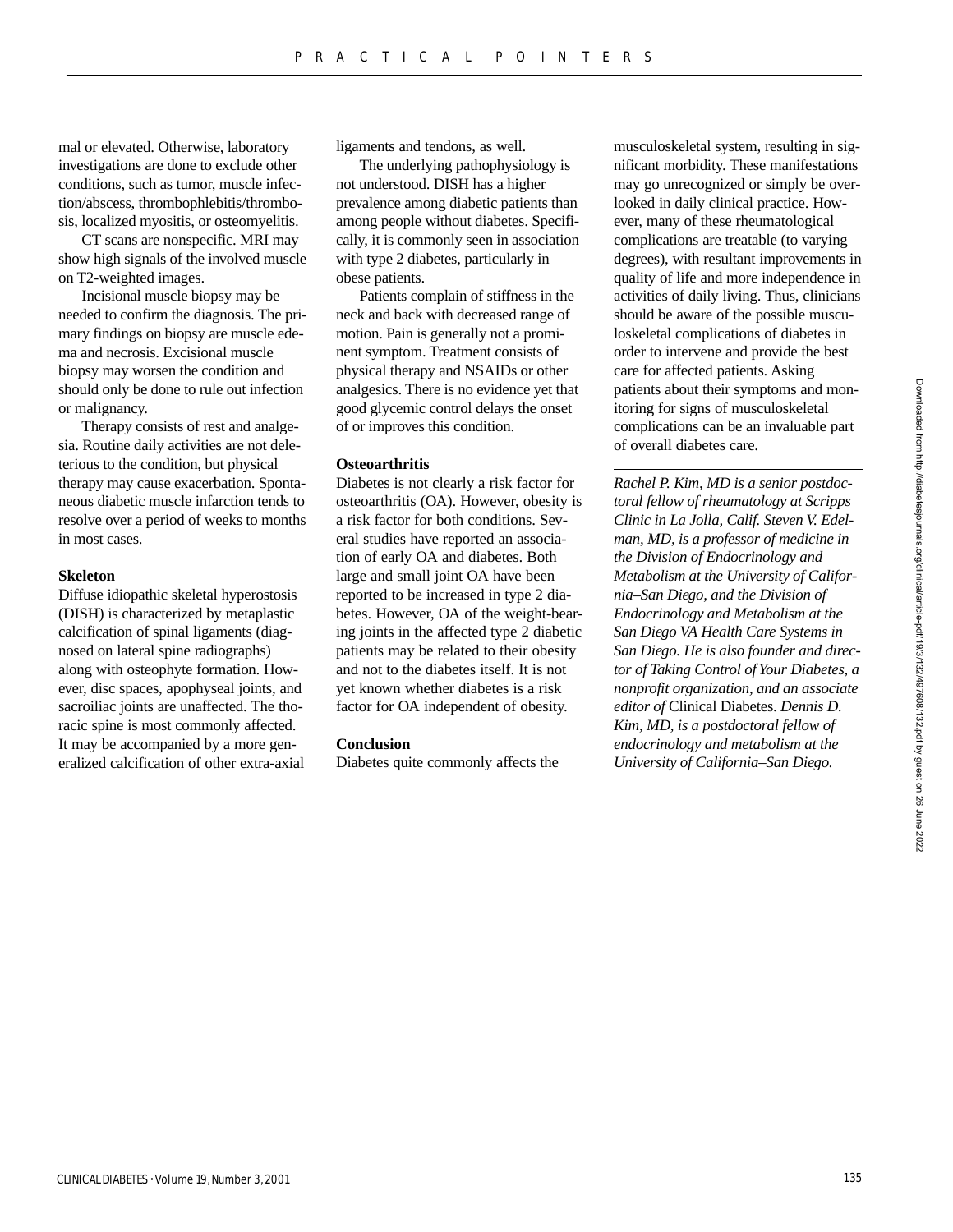mal or elevated. Otherwise, laboratory investigations are done to exclude other conditions, such as tumor, muscle infection/abscess, thrombophlebitis/thrombosis, localized myositis, or osteomyelitis.

CT scans are nonspecific. MRI may show high signals of the involved muscle on T2-weighted images.

Incisional muscle biopsy may be needed to confirm the diagnosis. The primary findings on biopsy are muscle edema and necrosis. Excisional muscle biopsy may worsen the condition and should only be done to rule out infection or malignancy.

Therapy consists of rest and analgesia. Routine daily activities are not deleterious to the condition, but physical therapy may cause exacerbation. Spontaneous diabetic muscle infarction tends to resolve over a period of weeks to months in most cases.

**Skeleton**

Diffuse idiopathic skeletal hyperostosis (DISH) is characterized by metaplastic calcification of spinal ligaments (diagnosed on lateral spine radiographs) along with osteophyte formation. However, disc spaces, apophyseal joints, and sacroiliac joints are unaffected. The thoracic spine is most commonly affected. It may be accompanied by a more generalized calcification of other extra-axial ligaments and tendons, as well.

The underlying pathophysiology is not understood. DISH has a higher prevalence among diabetic patients than among people without diabetes. Specifically, it is commonly seen in association with type 2 diabetes, particularly in obese patients.

Patients complain of stiffness in the neck and back with decreased range of motion. Pain is generally not a prominent symptom. Treatment consists of physical therapy and NSAIDs or other analgesics. There is no evidence yet that good glycemic control delays the onset of or improves this condition.

**Osteoarthritis**

Diabetes is not clearly a risk factor for osteoarthritis (OA). However, obesity is a risk factor for both conditions. Several studies have reported an association of early OA and diabetes. Both large and small joint OA have been reported to be increased in type 2 diabetes. However, OA of the weight-bearing joints in the affected type 2 diabetic patients may be related to their obesity and not to the diabetes itself. It is not yet known whether diabetes is a risk factor for OA independent of obesity.

**Conclusion**

Diabetes quite commonly affects the musculoskeletal system, resulting in significant morbidity. These manifestations may go unrecognized or simply be overlooked in daily clinical practice. However, many of these rheumatological complications are treatable (to varying degrees), with resultant improvements in quality of life and more independence in activities of daily living. Thus, clinicians should be aware of the possible musculoskeletal complications of diabetes in order to intervene and provide the best care for affected patients. Asking patients about their symptoms and monitoring for signs of musculoskeletal complications can be an invaluable part of overall diabetes care.

---

*Rachel P. Kim, MD is a senior postdoctoral fellow of rheumatology at Scripps Clinic in La Jolla, Calif. Steven V. Edelman, MD, is a professor of medicine in the Division of Endocrinology and Metabolism at the University of California–San Diego, and the Division of Endocrinology and Metabolism at the San Diego VA Health Care Systems in San Diego. He is also founder and director of Taking Control of Your Diabetes, a nonprofit organization, and an associate editor of* Clinical Diabetes*. Dennis D. Kim, MD, is a postdoctoral fellow of endocrinology and metabolism at the University of California–San Diego.*